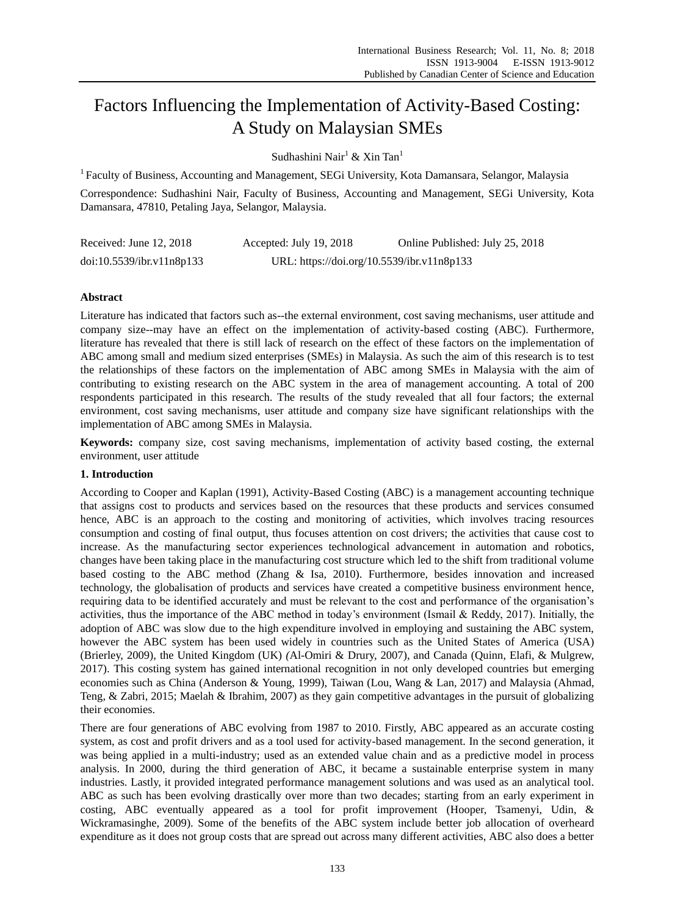# Factors Influencing the Implementation of Activity-Based Costing: A Study on Malaysian SMEs

Sudhashini Nair[1] & Xin Tan[1]

[1] Faculty of Business, Accounting and Management, SEGi University, Kota Damansara, Selangor, Malaysia

Correspondence: Sudhashini Nair, Faculty of Business, Accounting and Management, SEGi University, Kota Damansara, 47810, Petaling Jaya, Selangor, Malaysia.

Received: June 12, 2018 Accepted: July 19, 2018 Online Published: July 25, 2018

doi:10.5539/ibr.v11n8p133 URL: https://doi.org/10.5539/ibr.v11n8p133

## Abstract

Literature has indicated that factors such as--the external environment, cost saving mechanisms, user attitude and company size--may have an effect on the implementation of activity-based costing (ABC). Furthermore, literature has revealed that there is still lack of research on the effect of these factors on the implementation of ABC among small and medium sized enterprises (SMEs) in Malaysia. As such the aim of this research is to test the relationships of these factors on the implementation of ABC among SMEs in Malaysia with the aim of contributing to existing research on the ABC system in the area of management accounting. A total of 200 respondents participated in this research. The results of the study revealed that all four factors; the external environment, cost saving mechanisms, user attitude and company size have significant relationships with the implementation of ABC among SMEs in Malaysia.

**Keywords:** company size, cost saving mechanisms, implementation of activity based costing, the external environment, user attitude

## 1. Introduction

According to Cooper and Kaplan (1991), Activity-Based Costing (ABC) is a management accounting technique that assigns cost to products and services based on the resources that these products and services consumed hence, ABC is an approach to the costing and monitoring of activities, which involves tracing resources consumption and costing of final output, thus focuses attention on cost drivers; the activities that cause cost to increase. As the manufacturing sector experiences technological advancement in automation and robotics, changes have been taking place in the manufacturing cost structure which led to the shift from traditional volume based costing to the ABC method (Zhang & Isa, 2010). Furthermore, besides innovation and increased technology, the globalisation of products and services have created a competitive business environment hence, requiring data to be identified accurately and must be relevant to the cost and performance of the organisation's activities, thus the importance of the ABC method in today's environment (Ismail & Reddy, 2017). Initially, the adoption of ABC was slow due to the high expenditure involved in employing and sustaining the ABC system, however the ABC system has been used widely in countries such as the United States of America (USA) (Brierley, 2009), the United Kingdom (UK) *(*Al-Omiri & Drury, 2007), and Canada (Quinn, Elafi, & Mulgrew, 2017). This costing system has gained international recognition in not only developed countries but emerging economies such as China (Anderson & Young, 1999), Taiwan (Lou, Wang & Lan, 2017) and Malaysia (Ahmad, Teng, & Zabri, 2015; Maelah & Ibrahim, 2007) as they gain competitive advantages in the pursuit of globalizing their economies.

There are four generations of ABC evolving from 1987 to 2010. Firstly, ABC appeared as an accurate costing system, as cost and profit drivers and as a tool used for activity-based management. In the second generation, it was being applied in a multi-industry; used as an extended value chain and as a predictive model in process analysis. In 2000, during the third generation of ABC, it became a sustainable enterprise system in many industries. Lastly, it provided integrated performance management solutions and was used as an analytical tool. ABC as such has been evolving drastically over more than two decades; starting from an early experiment in costing, ABC eventually appeared as a tool for profit improvement (Hooper, Tsamenyi, Udin, & Wickramasinghe, 2009). Some of the benefits of the ABC system include better job allocation of overheard expenditure as it does not group costs that are spread out across many different activities, ABC also does a better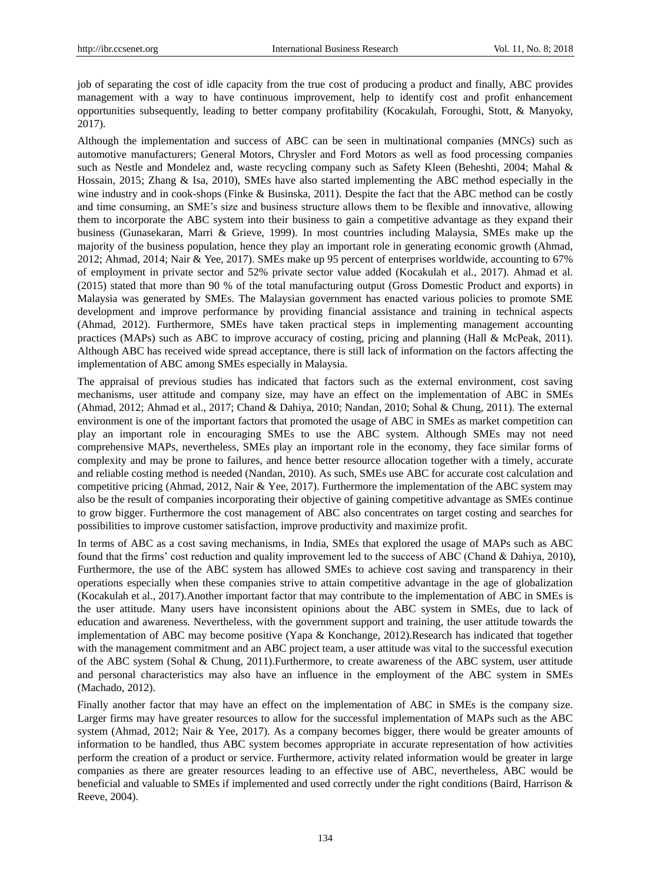job of separating the cost of idle capacity from the true cost of producing a product and finally, ABC provides management with a way to have continuous improvement, help to identify cost and profit enhancement opportunities subsequently, leading to better company profitability (Kocakulah, Foroughi, Stott, & Manyoky, 2017).

Although the implementation and success of ABC can be seen in multinational companies (MNCs) such as automotive manufacturers; General Motors, Chrysler and Ford Motors as well as food processing companies such as Nestle and Mondelez and, waste recycling company such as Safety Kleen (Beheshti, 2004; Mahal & Hossain, 2015; Zhang & Isa, 2010), SMEs have also started implementing the ABC method especially in the wine industry and in cook-shops (Finke & Businska, 2011). Despite the fact that the ABC method can be costly and time consuming, an SME's size and business structure allows them to be flexible and innovative, allowing them to incorporate the ABC system into their business to gain a competitive advantage as they expand their business (Gunasekaran, Marri & Grieve, 1999). In most countries including Malaysia, SMEs make up the majority of the business population, hence they play an important role in generating economic growth (Ahmad, 2012; Ahmad, 2014; Nair & Yee, 2017). SMEs make up 95 percent of enterprises worldwide, accounting to 67% of employment in private sector and 52% private sector value added (Kocakulah et al., 2017). Ahmad et al. (2015) stated that more than 90 % of the total manufacturing output (Gross Domestic Product and exports) in Malaysia was generated by SMEs. The Malaysian government has enacted various policies to promote SME development and improve performance by providing financial assistance and training in technical aspects (Ahmad, 2012). Furthermore, SMEs have taken practical steps in implementing management accounting practices (MAPs) such as ABC to improve accuracy of costing, pricing and planning (Hall & McPeak, 2011). Although ABC has received wide spread acceptance, there is still lack of information on the factors affecting the implementation of ABC among SMEs especially in Malaysia.

The appraisal of previous studies has indicated that factors such as the external environment, cost saving mechanisms, user attitude and company size, may have an effect on the implementation of ABC in SMEs (Ahmad, 2012; Ahmad et al., 2017; Chand & Dahiya, 2010; Nandan, 2010; Sohal & Chung, 2011). The external environment is one of the important factors that promoted the usage of ABC in SMEs as market competition can play an important role in encouraging SMEs to use the ABC system. Although SMEs may not need comprehensive MAPs, nevertheless, SMEs play an important role in the economy, they face similar forms of complexity and may be prone to failures, and hence better resource allocation together with a timely, accurate and reliable costing method is needed (Nandan, 2010). As such, SMEs use ABC for accurate cost calculation and competitive pricing (Ahmad, 2012, Nair & Yee, 2017). Furthermore the implementation of the ABC system may also be the result of companies incorporating their objective of gaining competitive advantage as SMEs continue to grow bigger. Furthermore the cost management of ABC also concentrates on target costing and searches for possibilities to improve customer satisfaction, improve productivity and maximize profit.

In terms of ABC as a cost saving mechanisms, in India, SMEs that explored the usage of MAPs such as ABC found that the firms' cost reduction and quality improvement led to the success of ABC (Chand & Dahiya, 2010), Furthermore, the use of the ABC system has allowed SMEs to achieve cost saving and transparency in their operations especially when these companies strive to attain competitive advantage in the age of globalization (Kocakulah et al., 2017).Another important factor that may contribute to the implementation of ABC in SMEs is the user attitude. Many users have inconsistent opinions about the ABC system in SMEs, due to lack of education and awareness. Nevertheless, with the government support and training, the user attitude towards the implementation of ABC may become positive (Yapa & Konchange, 2012).Research has indicated that together with the management commitment and an ABC project team, a user attitude was vital to the successful execution of the ABC system (Sohal & Chung, 2011).Furthermore, to create awareness of the ABC system, user attitude and personal characteristics may also have an influence in the employment of the ABC system in SMEs (Machado, 2012).

Finally another factor that may have an effect on the implementation of ABC in SMEs is the company size. Larger firms may have greater resources to allow for the successful implementation of MAPs such as the ABC system (Ahmad, 2012; Nair & Yee, 2017). As a company becomes bigger, there would be greater amounts of information to be handled, thus ABC system becomes appropriate in accurate representation of how activities perform the creation of a product or service. Furthermore, activity related information would be greater in large companies as there are greater resources leading to an effective use of ABC, nevertheless, ABC would be beneficial and valuable to SMEs if implemented and used correctly under the right conditions (Baird, Harrison & Reeve, 2004).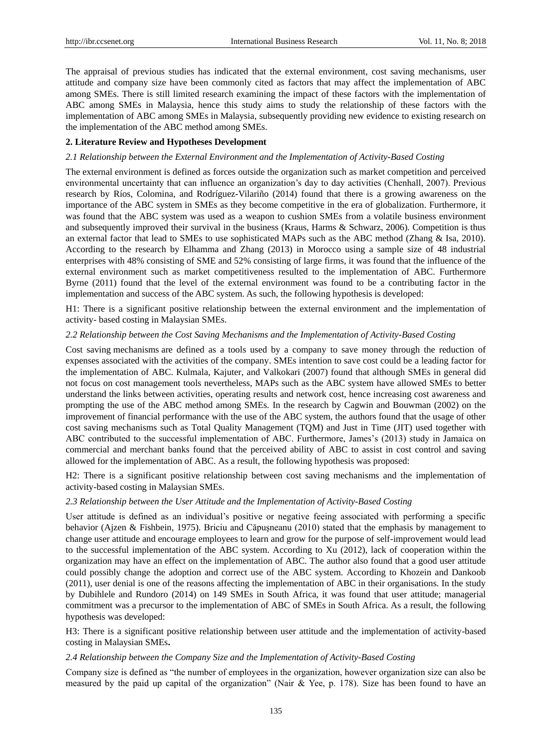The appraisal of previous studies has indicated that the external environment, cost saving mechanisms, user attitude and company size have been commonly cited as factors that may affect the implementation of ABC among SMEs. There is still limited research examining the impact of these factors with the implementation of ABC among SMEs in Malaysia, hence this study aims to study the relationship of these factors with the implementation of ABC among SMEs in Malaysia, subsequently providing new evidence to existing research on the implementation of the ABC method among SMEs.

## 2. Literature Review and Hypotheses Development

### *2.1 Relationship between the External Environment and the Implementation of Activity-Based Costing*

The external environment is defined as forces outside the organization such as market competition and perceived environmental uncertainty that can influence an organization's day to day activities (Chenhall, 2007). Previous research by Ríos, Colomina, and Rodríguez-Vilariño (2014) found that there is a growing awareness on the importance of the ABC system in SMEs as they become competitive in the era of globalization. Furthermore, it was found that the ABC system was used as a weapon to cushion SMEs from a volatile business environment and subsequently improved their survival in the business (Kraus, Harms & Schwarz, 2006). Competition is thus an external factor that lead to SMEs to use sophisticated MAPs such as the ABC method (Zhang & Isa, 2010). According to the research by Elhamma and Zhang (2013) in Morocco using a sample size of 48 industrial enterprises with 48% consisting of SME and 52% consisting of large firms, it was found that the influence of the external environment such as market competitiveness resulted to the implementation of ABC. Furthermore Byrne (2011) found that the level of the external environment was found to be a contributing factor in the implementation and success of the ABC system. As such, the following hypothesis is developed:

H1: There is a significant positive relationship between the external environment and the implementation of activity- based costing in Malaysian SMEs.

### *2.2 Relationship between the Cost Saving Mechanisms and the Implementation of Activity-Based Costing*

Cost saving mechanisms are defined as a tools used by a company to save money through the reduction of expenses associated with the activities of the company. SMEs intention to save cost could be a leading factor for the implementation of ABC. Kulmala, Kajuter, and Valkokari (2007) found that although SMEs in general did not focus on cost management tools nevertheless, MAPs such as the ABC system have allowed SMEs to better understand the links between activities, operating results and network cost, hence increasing cost awareness and prompting the use of the ABC method among SMEs. In the research by Cagwin and Bouwman (2002) on the improvement of financial performance with the use of the ABC system, the authors found that the usage of other cost saving mechanisms such as Total Quality Management (TQM) and Just in Time (JIT) used together with ABC contributed to the successful implementation of ABC. Furthermore, James's (2013) study in Jamaica on commercial and merchant banks found that the perceived ability of ABC to assist in cost control and saving allowed for the implementation of ABC. As a result, the following hypothesis was proposed:

H2: There is a significant positive relationship between cost saving mechanisms and the implementation of activity-based costing in Malaysian SMEs.

### *2.3 Relationship between the User Attitude and the Implementation of Activity-Based Costing*

User attitude is defined as an individual's positive or negative feeing associated with performing a specific behavior (Ajzen & Fishbein, 1975). Briciu and Căpuşneanu (2010) stated that the emphasis by management to change user attitude and encourage employees to learn and grow for the purpose of self-improvement would lead to the successful implementation of the ABC system. According to Xu (2012), lack of cooperation within the organization may have an effect on the implementation of ABC. The author also found that a good user attitude could possibly change the adoption and correct use of the ABC system. According to Khozein and Dankoob (2011), user denial is one of the reasons affecting the implementation of ABC in their organisations. In the study by Dubihlele and Rundoro (2014) on 149 SMEs in South Africa, it was found that user attitude; managerial commitment was a precursor to the implementation of ABC of SMEs in South Africa. As a result, the following hypothesis was developed:

H3: There is a significant positive relationship between user attitude and the implementation of activity-based costing in Malaysian SMEs**.**

### *2.4 Relationship between the Company Size and the Implementation of Activity-Based Costing*

Company size is defined as "the number of employees in the organization, however organization size can also be measured by the paid up capital of the organization" (Nair & Yee, p. 178). Size has been found to have an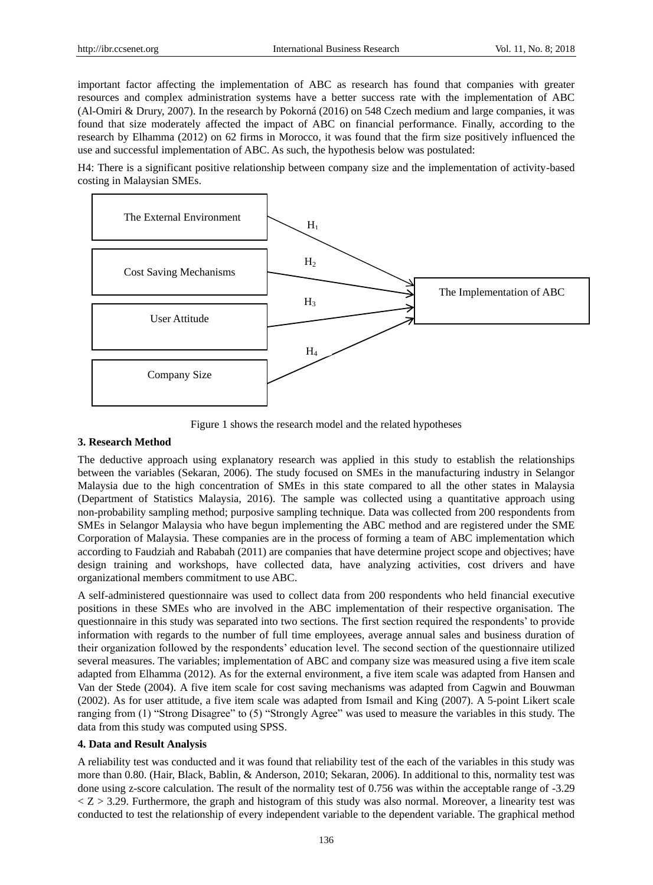important factor affecting the implementation of ABC as research has found that companies with greater resources and complex administration systems have a better success rate with the implementation of ABC (Al-Omiri & Drury, 2007). In the research by Pokorná (2016) on 548 Czech medium and large companies, it was found that size moderately affected the impact of ABC on financial performance. Finally, according to the research by Elhamma (2012) on 62 firms in Morocco, it was found that the firm size positively influenced the use and successful implementation of ABC. As such, the hypothesis below was postulated:

H4: There is a significant positive relationship between company size and the implementation of activity-based costing in Malaysian SMEs.

The External Environment — $H_1$ → The Implementation of ABC

Cost Saving Mechanisms — $H_2$ → The Implementation of ABC

User Attitude — $H_3$ → The Implementation of ABC

Company Size — $H_4$ → The Implementation of ABC

Figure 1 shows the research model and the related hypotheses

### 3. Research Method

The deductive approach using explanatory research was applied in this study to establish the relationships between the variables (Sekaran, 2006). The study focused on SMEs in the manufacturing industry in Selangor Malaysia due to the high concentration of SMEs in this state compared to all the other states in Malaysia (Department of Statistics Malaysia, 2016). The sample was collected using a quantitative approach using non-probability sampling method; purposive sampling technique. Data was collected from 200 respondents from SMEs in Selangor Malaysia who have begun implementing the ABC method and are registered under the SME Corporation of Malaysia. These companies are in the process of forming a team of ABC implementation which according to Faudziah and Rababah (2011) are companies that have determine project scope and objectives; have design training and workshops, have collected data, have analyzing activities, cost drivers and have organizational members commitment to use ABC.

A self-administered questionnaire was used to collect data from 200 respondents who held financial executive positions in these SMEs who are involved in the ABC implementation of their respective organisation. The questionnaire in this study was separated into two sections. The first section required the respondents' to provide information with regards to the number of full time employees, average annual sales and business duration of their organization followed by the respondents' education level. The second section of the questionnaire utilized several measures. The variables; implementation of ABC and company size was measured using a five item scale adapted from Elhamma (2012). As for the external environment, a five item scale was adapted from Hansen and Van der Stede (2004). A five item scale for cost saving mechanisms was adapted from Cagwin and Bouwman (2002). As for user attitude, a five item scale was adapted from Ismail and King (2007). A 5-point Likert scale ranging from (1) "Strong Disagree" to (5) "Strongly Agree" was used to measure the variables in this study. The data from this study was computed using SPSS.

### 4. Data and Result Analysis

A reliability test was conducted and it was found that reliability test of the each of the variables in this study was more than 0.80. (Hair, Black, Bablin, & Anderson, 2010; Sekaran, 2006). In additional to this, normality test was done using z-score calculation. The result of the normality test of 0.756 was within the acceptable range of $-3.29 < Z > 3.29$. Furthermore, the graph and histogram of this study was also normal. Moreover, a linearity test was conducted to test the relationship of every independent variable to the dependent variable. The graphical method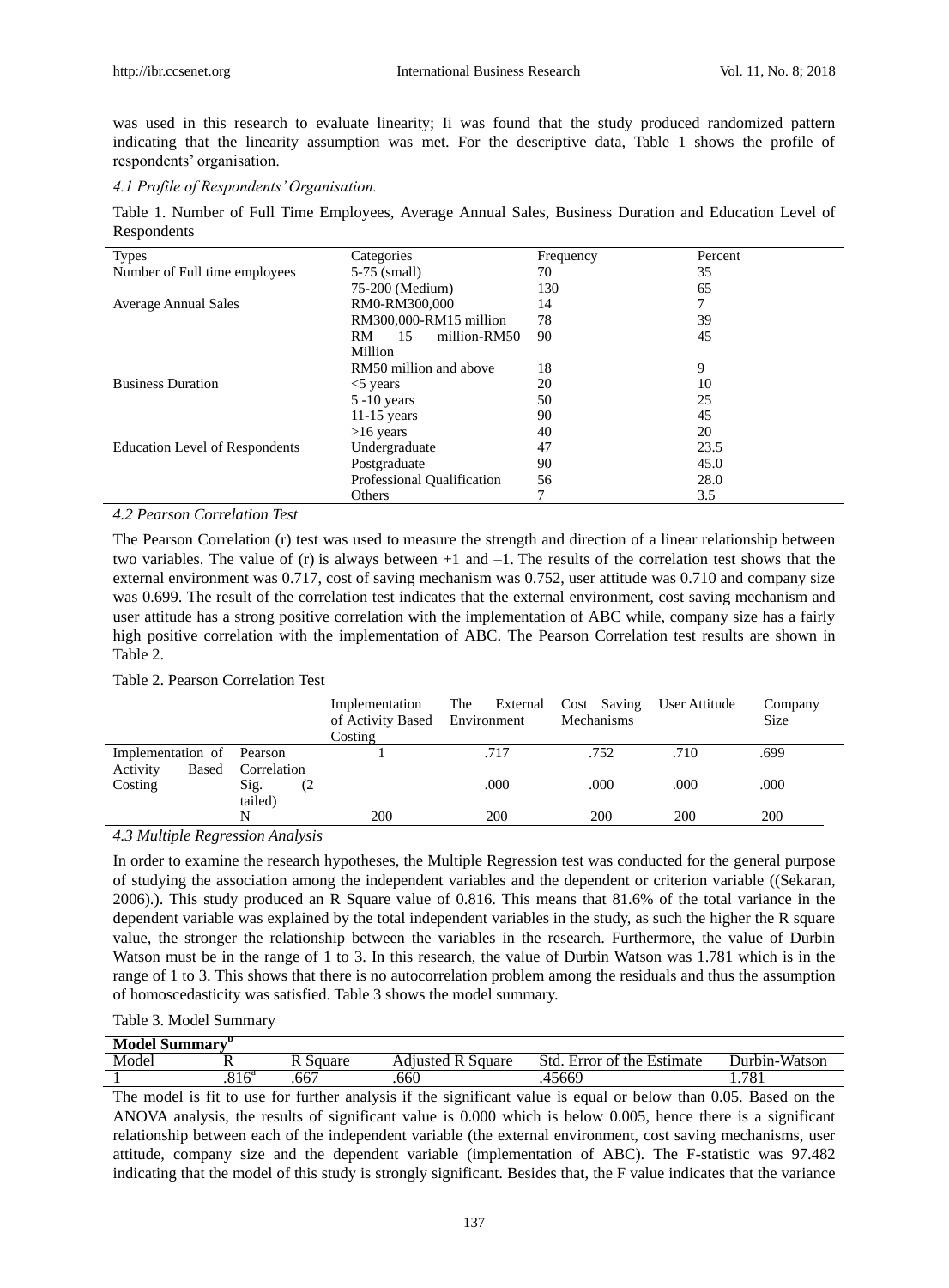was used in this research to evaluate linearity; Ii was found that the study produced randomized pattern indicating that the linearity assumption was met. For the descriptive data, Table 1 shows the profile of respondents' organisation.

### *4.1 Profile of Respondents' Organisation.*

Table 1. Number of Full Time Employees, Average Annual Sales, Business Duration and Education Level of Respondents

| Types | Categories | Frequency | Percent |
|---|---|---|---|
| Number of Full time employees | 5-75 (small) | 70 | 35 |
| | 75-200 (Medium) | 130 | 65 |
| Average Annual Sales | RM0-RM300,000 | 14 | 7 |
| | RM300,000-RM15 million | 78 | 39 |
| | RM 15 million-RM50 Million | 90 | 45 |
| | RM50 million and above | 18 | 9 |
| Business Duration | <5 years | 20 | 10 |
| | 5 -10 years | 50 | 25 |
| | 11-15 years | 90 | 45 |
| | >16 years | 40 | 20 |
| Education Level of Respondents | Undergraduate | 47 | 23.5 |
| | Postgraduate | 90 | 45.0 |
| | Professional Qualification | 56 | 28.0 |
| | Others | 7 | 3.5 |

### *4.2 Pearson Correlation Test*

The Pearson Correlation (r) test was used to measure the strength and direction of a linear relationship between two variables. The value of (r) is always between +1 and –1. The results of the correlation test shows that the external environment was 0.717, cost of saving mechanism was 0.752, user attitude was 0.710 and company size was 0.699. The result of the correlation test indicates that the external environment, cost saving mechanism and user attitude has a strong positive correlation with the implementation of ABC while, company size has a fairly high positive correlation with the implementation of ABC. The Pearson Correlation test results are shown in Table 2.

Table 2. Pearson Correlation Test

| | | Implementation of Activity Based Costing | The External Environment | Cost Saving Mechanisms | User Attitude | Company Size |
|---|---|---|---|---|---|---|
| Implementation of Activity Based Costing | Pearson Correlation | 1 | .717 | .752 | .710 | .699 |
| | Sig. (2 tailed) | | .000 | .000 | .000 | .000 |
| | N | 200 | 200 | 200 | 200 | 200 |

### *4.3 Multiple Regression Analysis*

In order to examine the research hypotheses, the Multiple Regression test was conducted for the general purpose of studying the association among the independent variables and the dependent or criterion variable ((Sekaran, 2006).). This study produced an R Square value of 0.816. This means that 81.6% of the total variance in the dependent variable was explained by the total independent variables in the study, as such the higher the R square value, the stronger the relationship between the variables in the research. Furthermore, the value of Durbin Watson must be in the range of 1 to 3. In this research, the value of Durbin Watson was 1.781 which is in the range of 1 to 3. This shows that there is no autocorrelation problem among the residuals and thus the assumption of homoscedasticity was satisfied. Table 3 shows the model summary.

Table 3. Model Summary

| Model Summary[b] | | | | | |
|---|---|---|---|---|---|
| Model | R | R Square | Adjusted R Square | Std. Error of the Estimate | Durbin-Watson |
| 1 | .816[a] | .667 | .660 | .45669 | 1.781 |

The model is fit to use for further analysis if the significant value is equal or below than 0.05. Based on the ANOVA analysis, the results of significant value is 0.000 which is below 0.005, hence there is a significant relationship between each of the independent variable (the external environment, cost saving mechanisms, user attitude, company size and the dependent variable (implementation of ABC). The F-statistic was 97.482 indicating that the model of this study is strongly significant. Besides that, the F value indicates that the variance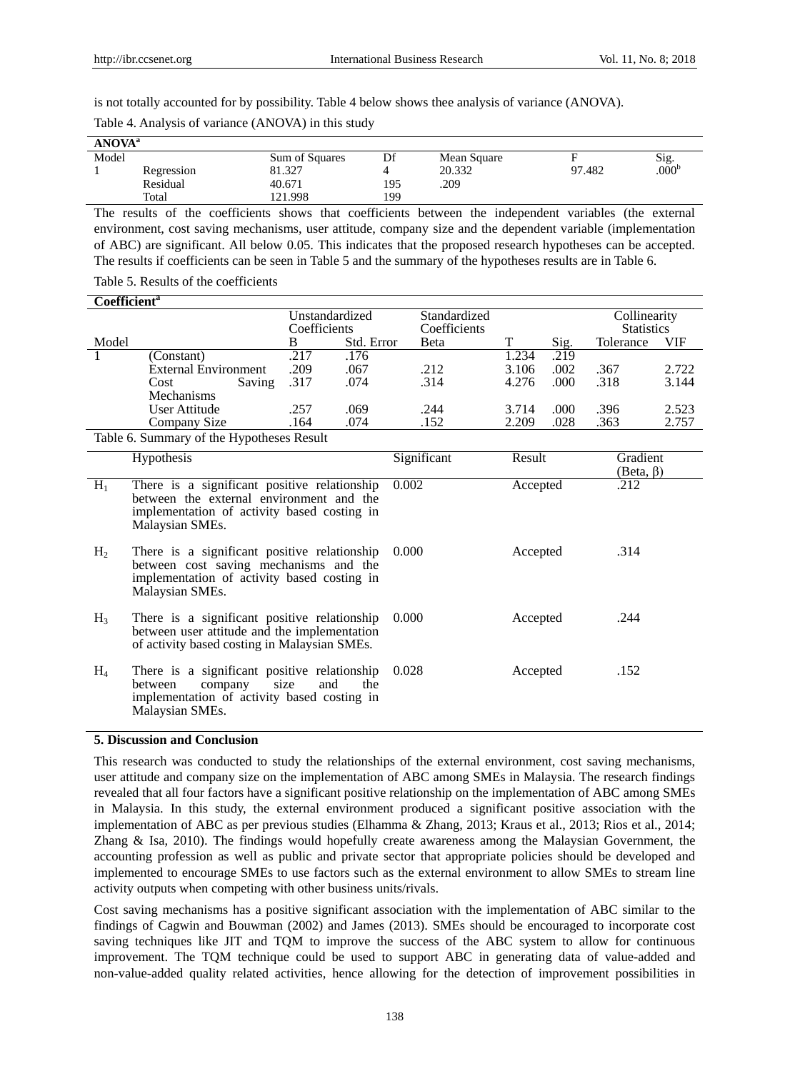is not totally accounted for by possibility. Table 4 below shows thee analysis of variance (ANOVA).

Table 4. Analysis of variance (ANOVA) in this study

| ANOVA[a] | | | | | | |
|---|---|---|---|---|---|---|
| Model | | Sum of Squares | Df | Mean Square | F | Sig. |
| 1 | Regression | 81.327 | 4 | 20.332 | 97.482 | .000[b] |
| | Residual | 40.671 | 195 | .209 | | |
| | Total | 121.998 | 199 | | | |

The results of the coefficients shows that coefficients between the independent variables (the external environment, cost saving mechanisms, user attitude, company size and the dependent variable (implementation of ABC) are significant. All below 0.05. This indicates that the proposed research hypotheses can be accepted. The results if coefficients can be seen in Table 5 and the summary of the hypotheses results are in Table 6.

Table 5. Results of the coefficients

| Coefficient[a] | | | | | | | | |
|---|---|---|---|---|---|---|---|---|
| | | Unstandardized Coefficients | | Standardized Coefficients | | | Collinearity Statistics | |
| Model | | B | Std. Error | Beta | T | Sig. | Tolerance | VIF |
| 1 | (Constant) | .217 | .176 | | 1.234 | .219 | | |
| | External Environment | .209 | .067 | .212 | 3.106 | .002 | .367 | 2.722 |
| | Cost Saving Mechanisms | .317 | .074 | .314 | 4.276 | .000 | .318 | 3.144 |
| | User Attitude | .257 | .069 | .244 | 3.714 | .000 | .396 | 2.523 |
| | Company Size | .164 | .074 | .152 | 2.209 | .028 | .363 | 2.757 |

Table 6. Summary of the Hypotheses Result

| | Hypothesis | Significant | Result | Gradient (Beta, β) |
|---|---|---|---|---|
| $H_1$ | There is a significant positive relationship between the external environment and the implementation of activity based costing in Malaysian SMEs. | 0.002 | Accepted | .212 |
| $H_2$ | There is a significant positive relationship between cost saving mechanisms and the implementation of activity based costing in Malaysian SMEs. | 0.000 | Accepted | .314 |
| $H_3$ | There is a significant positive relationship between user attitude and the implementation of activity based costing in Malaysian SMEs. | 0.000 | Accepted | .244 |
| $H_4$ | There is a significant positive relationship between company size and the implementation of activity based costing in Malaysian SMEs. | 0.028 | Accepted | .152 |

## 5. Discussion and Conclusion

This research was conducted to study the relationships of the external environment, cost saving mechanisms, user attitude and company size on the implementation of ABC among SMEs in Malaysia. The research findings revealed that all four factors have a significant positive relationship on the implementation of ABC among SMEs in Malaysia. In this study, the external environment produced a significant positive association with the implementation of ABC as per previous studies (Elhamma & Zhang, 2013; Kraus et al., 2013; Rios et al., 2014; Zhang & Isa, 2010). The findings would hopefully create awareness among the Malaysian Government, the accounting profession as well as public and private sector that appropriate policies should be developed and implemented to encourage SMEs to use factors such as the external environment to allow SMEs to stream line activity outputs when competing with other business units/rivals.

Cost saving mechanisms has a positive significant association with the implementation of ABC similar to the findings of Cagwin and Bouwman (2002) and James (2013). SMEs should be encouraged to incorporate cost saving techniques like JIT and TQM to improve the success of the ABC system to allow for continuous improvement. The TQM technique could be used to support ABC in generating data of value-added and non-value-added quality related activities, hence allowing for the detection of improvement possibilities in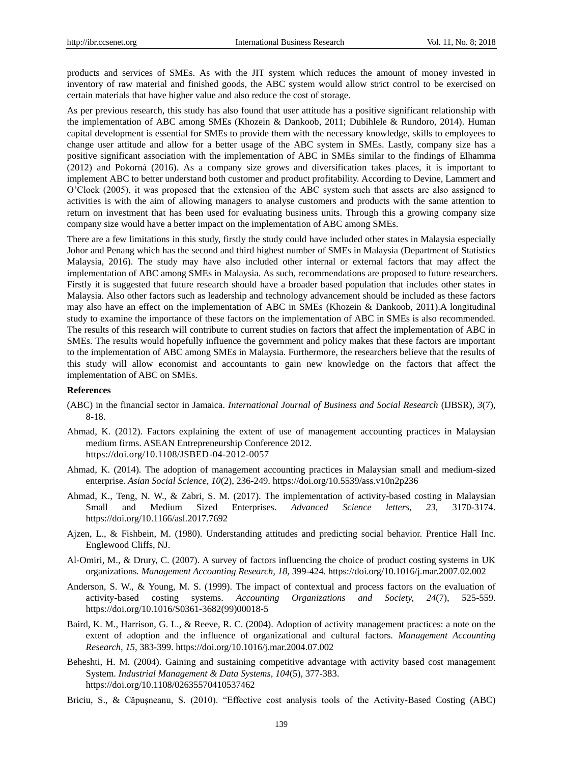products and services of SMEs. As with the JIT system which reduces the amount of money invested in inventory of raw material and finished goods, the ABC system would allow strict control to be exercised on certain materials that have higher value and also reduce the cost of storage.

As per previous research, this study has also found that user attitude has a positive significant relationship with the implementation of ABC among SMEs (Khozein & Dankoob, 2011; Dubihlele & Rundoro, 2014). Human capital development is essential for SMEs to provide them with the necessary knowledge, skills to employees to change user attitude and allow for a better usage of the ABC system in SMEs. Lastly, company size has a positive significant association with the implementation of ABC in SMEs similar to the findings of Elhamma (2012) and Pokorná (2016). As a company size grows and diversification takes places, it is important to implement ABC to better understand both customer and product profitability. According to Devine, Lammert and O'Clock (2005), it was proposed that the extension of the ABC system such that assets are also assigned to activities is with the aim of allowing managers to analyse customers and products with the same attention to return on investment that has been used for evaluating business units. Through this a growing company size company size would have a better impact on the implementation of ABC among SMEs.

There are a few limitations in this study, firstly the study could have included other states in Malaysia especially Johor and Penang which has the second and third highest number of SMEs in Malaysia (Department of Statistics Malaysia, 2016). The study may have also included other internal or external factors that may affect the implementation of ABC among SMEs in Malaysia. As such, recommendations are proposed to future researchers. Firstly it is suggested that future research should have a broader based population that includes other states in Malaysia. Also other factors such as leadership and technology advancement should be included as these factors may also have an effect on the implementation of ABC in SMEs (Khozein & Dankoob, 2011).A longitudinal study to examine the importance of these factors on the implementation of ABC in SMEs is also recommended. The results of this research will contribute to current studies on factors that affect the implementation of ABC in SMEs. The results would hopefully influence the government and policy makes that these factors are important to the implementation of ABC among SMEs in Malaysia. Furthermore, the researchers believe that the results of this study will allow economist and accountants to gain new knowledge on the factors that affect the implementation of ABC on SMEs.

**References**

(ABC) in the financial sector in Jamaica. *International Journal of Business and Social Research* (IJBSR), *3*(7), 8-18.

Ahmad, K. (2012). Factors explaining the extent of use of management accounting practices in Malaysian medium firms. ASEAN Entrepreneurship Conference 2012. https://doi.org/10.1108/JSBED-04-2012-0057

Ahmad, K. (2014). The adoption of management accounting practices in Malaysian small and medium-sized enterprise. *Asian Social Science, 10*(2), 236-249. https://doi.org/10.5539/ass.v10n2p236

Ahmad, K., Teng, N. W., & Zabri, S. M. (2017). The implementation of activity-based costing in Malaysian Small and Medium Sized Enterprises. *Advanced Science letters, 23,* 3170-3174. https://doi.org/10.1166/asl.2017.7692

Ajzen, L., & Fishbein, M. (1980). Understanding attitudes and predicting social behavior. Prentice Hall Inc. Englewood Cliffs, NJ.

Al-Omiri, M., & Drury, C. (2007). A survey of factors influencing the choice of product costing systems in UK organizations. *Management Accounting Research, 18, 3*99-424. https://doi.org/10.1016/j.mar.2007.02.002

Anderson, S. W., & Young, M. S. (1999). The impact of contextual and process factors on the evaluation of activity-based costing systems. *Accounting Organizations and Society, 24*(7), 525-559. https://doi.org/10.1016/S0361-3682(99)00018-5

Baird, K. M., Harrison, G. L., & Reeve, R. C. (2004). Adoption of activity management practices: a note on the extent of adoption and the influence of organizational and cultural factors. *Management Accounting Research, 15,* 383-399. https://doi.org/10.1016/j.mar.2004.07.002

Beheshti, H. M. (2004). Gaining and sustaining competitive advantage with activity based cost management System. *Industrial Management & Data Systems, 104*(5), 377-383. https://doi.org/10.1108/02635570410537462

Briciu, S., & Căpușneanu, S. (2010). "Effective cost analysis tools of the Activity-Based Costing (ABC)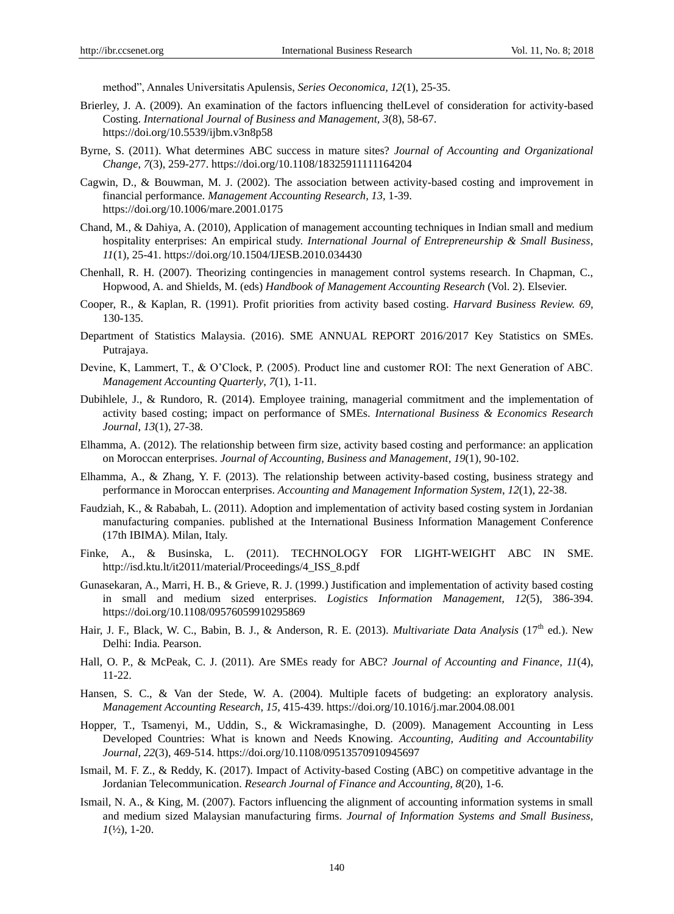method", Annales Universitatis Apulensis, *Series Oeconomica, 12*(1), 25-35.

Brierley, J. A. (2009). An examination of the factors influencing thelLevel of consideration for activity-based Costing. *International Journal of Business and Management, 3*(8), 58-67. https://doi.org/10.5539/ijbm.v3n8p58

Byrne, S. (2011). What determines ABC success in mature sites? *Journal of Accounting and Organizational Change, 7*(3), 259-277. https://doi.org/10.1108/18325911111164204

Cagwin, D., & Bouwman, M. J. (2002). The association between activity-based costing and improvement in financial performance. *Management Accounting Research, 13,* 1-39. https://doi.org/10.1006/mare.2001.0175

Chand, M., & Dahiya, A. (2010), Application of management accounting techniques in Indian small and medium hospitality enterprises: An empirical study. *International Journal of Entrepreneurship & Small Business, 11*(1), 25-41. https://doi.org/10.1504/IJESB.2010.034430

Chenhall, R. H. (2007). Theorizing contingencies in management control systems research. In Chapman, C., Hopwood, A. and Shields, M. (eds) *Handbook of Management Accounting Research* (Vol. 2). Elsevier.

Cooper, R., & Kaplan, R. (1991). Profit priorities from activity based costing. *Harvard Business Review. 69,* 130-135.

Department of Statistics Malaysia. (2016). SME ANNUAL REPORT 2016/2017 Key Statistics on SMEs. Putrajaya.

Devine, K, Lammert, T., & O'Clock, P. (2005). Product line and customer ROI: The next Generation of ABC. *Management Accounting Quarterly, 7*(1), 1-11.

Dubihlele, J., & Rundoro, R. (2014). Employee training, managerial commitment and the implementation of activity based costing; impact on performance of SMEs. *International Business & Economics Research Journal, 13*(1), 27-38.

Elhamma, A. (2012). The relationship between firm size, activity based costing and performance: an application on Moroccan enterprises. *Journal of Accounting, Business and Management, 19*(1), 90-102.

Elhamma, A., & Zhang, Y. F. (2013). The relationship between activity-based costing, business strategy and performance in Moroccan enterprises. *Accounting and Management Information System, 12*(1), 22-38.

Faudziah, K., & Rababah, L. (2011). Adoption and implementation of activity based costing system in Jordanian manufacturing companies. published at the International Business Information Management Conference (17th IBIMA). Milan, Italy.

Finke, A., & Businska, L. (2011). TECHNOLOGY FOR LIGHT-WEIGHT ABC IN SME. http://isd.ktu.lt/it2011/material/Proceedings/4_ISS_8.pdf

Gunasekaran, A., Marri, H. B., & Grieve, R. J. (1999.) Justification and implementation of activity based costing in small and medium sized enterprises. *Logistics Information Management, 12*(5), 386-394. https://doi.org/10.1108/09576059910295869

Hair, J. F., Black, W. C., Babin, B. J., & Anderson, R. E. (2013). *Multivariate Data Analysis* (17th ed.). New Delhi: India. Pearson.

Hall, O. P., & McPeak, C. J. (2011). Are SMEs ready for ABC? *Journal of Accounting and Finance, 11*(4), 11-22.

Hansen, S. C., & Van der Stede, W. A. (2004). Multiple facets of budgeting: an exploratory analysis. *Management Accounting Research, 15,* 415-439. https://doi.org/10.1016/j.mar.2004.08.001

Hopper, T., Tsamenyi, M., Uddin, S., & Wickramasinghe, D. (2009). Management Accounting in Less Developed Countries: What is known and Needs Knowing. *Accounting, Auditing and Accountability Journal, 22*(3), 469-514. https://doi.org/10.1108/09513570910945697

Ismail, M. F. Z., & Reddy, K. (2017). Impact of Activity-based Costing (ABC) on competitive advantage in the Jordanian Telecommunication. *Research Journal of Finance and Accounting, 8*(20), 1-6.

Ismail, N. A., & King, M. (2007). Factors influencing the alignment of accounting information systems in small and medium sized Malaysian manufacturing firms. *Journal of Information Systems and Small Business, 1*(½), 1-20.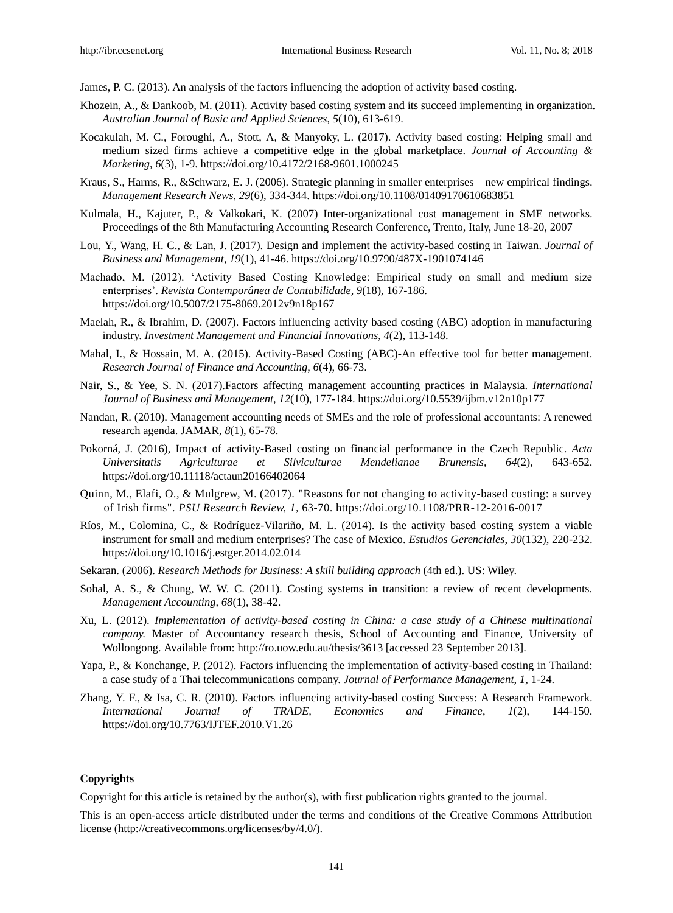James, P. C. (2013). An analysis of the factors influencing the adoption of activity based costing.

Khozein, A., & Dankoob, M. (2011). Activity based costing system and its succeed implementing in organization. *Australian Journal of Basic and Applied Sciences, 5*(10), 613-619.

Kocakulah, M. C., Foroughi, A., Stott, A, & Manyoky, L. (2017). Activity based costing: Helping small and medium sized firms achieve a competitive edge in the global marketplace. *Journal of Accounting & Marketing*, *6*(3), 1-9. https://doi.org/10.4172/2168-9601.1000245

Kraus, S., Harms, R., &Schwarz, E. J. (2006). Strategic planning in smaller enterprises – new empirical findings. *Management Research News, 29*(6), 334-344. https://doi.org/10.1108/01409170610683851

Kulmala, H., Kajuter, P., & Valkokari, K. (2007) Inter-organizational cost management in SME networks. Proceedings of the 8th Manufacturing Accounting Research Conference, Trento, Italy, June 18-20, 2007

Lou, Y., Wang, H. C., & Lan, J. (2017). Design and implement the activity-based costing in Taiwan. *Journal of Business and Management*, *19*(1), 41-46. https://doi.org/10.9790/487X-1901074146

Machado, M. (2012). 'Activity Based Costing Knowledge: Empirical study on small and medium size enterprises'. *Revista Contemporânea de Contabilidade, 9*(18), 167-186. https://doi.org/10.5007/2175-8069.2012v9n18p167

Maelah, R., & Ibrahim, D. (2007). Factors influencing activity based costing (ABC) adoption in manufacturing industry. *Investment Management and Financial Innovations*, *4*(2), 113-148.

Mahal, I., & Hossain, M. A. (2015). Activity-Based Costing (ABC)-An effective tool for better management. *Research Journal of Finance and Accounting*, *6*(4), 66-73.

Nair, S., & Yee, S. N. (2017).Factors affecting management accounting practices in Malaysia. *International Journal of Business and Management*, *12*(10), 177-184. https://doi.org/10.5539/ijbm.v12n10p177

Nandan, R. (2010). Management accounting needs of SMEs and the role of professional accountants: A renewed research agenda. JAMAR, *8*(1), 65-78.

Pokorná, J. (2016), Impact of activity-Based costing on financial performance in the Czech Republic. *Acta Universitatis Agriculturae et Silviculturae Mendelianae Brunensis, 64*(2), 643-652. https://doi.org/10.11118/actaun20166402064

Quinn, M., Elafi, O., & Mulgrew, M. (2017). "Reasons for not changing to activity-based costing: a survey of Irish firms". *PSU Research Review, 1*, 63-70. https://doi.org/10.1108/PRR-12-2016-0017

Ríos, M., Colomina, C., & Rodríguez-Vilariño, M. L. (2014). Is the activity based costing system a viable instrument for small and medium enterprises? The case of Mexico. *Estudios Gerenciales*, *30*(132), 220-232. https://doi.org/10.1016/j.estger.2014.02.014

Sekaran. (2006). *Research Methods for Business: A skill building approach* (4th ed.). US: Wiley.

Sohal, A. S., & Chung, W. W. C. (2011). Costing systems in transition: a review of recent developments. *Management Accounting, 68*(1), 38-42.

Xu, L. (2012). *Implementation of activity-based costing in China: a case study of a Chinese multinational company.* Master of Accountancy research thesis, School of Accounting and Finance, University of Wollongong. Available from: http://ro.uow.edu.au/thesis/3613 [accessed 23 September 2013].

Yapa, P., & Konchange, P. (2012). Factors influencing the implementation of activity-based costing in Thailand: a case study of a Thai telecommunications company. *Journal of Performance Management*, *1*, 1-24.

Zhang, Y. F., & Isa, C. R. (2010). Factors influencing activity-based costing Success: A Research Framework. *International Journal of TRADE, Economics and Finance*, *1*(2), 144-150. https://doi.org/10.7763/IJTEF.2010.V1.26

**Copyrights**

Copyright for this article is retained by the author(s), with first publication rights granted to the journal.

This is an open-access article distributed under the terms and conditions of the Creative Commons Attribution license (http://creativecommons.org/licenses/by/4.0/).